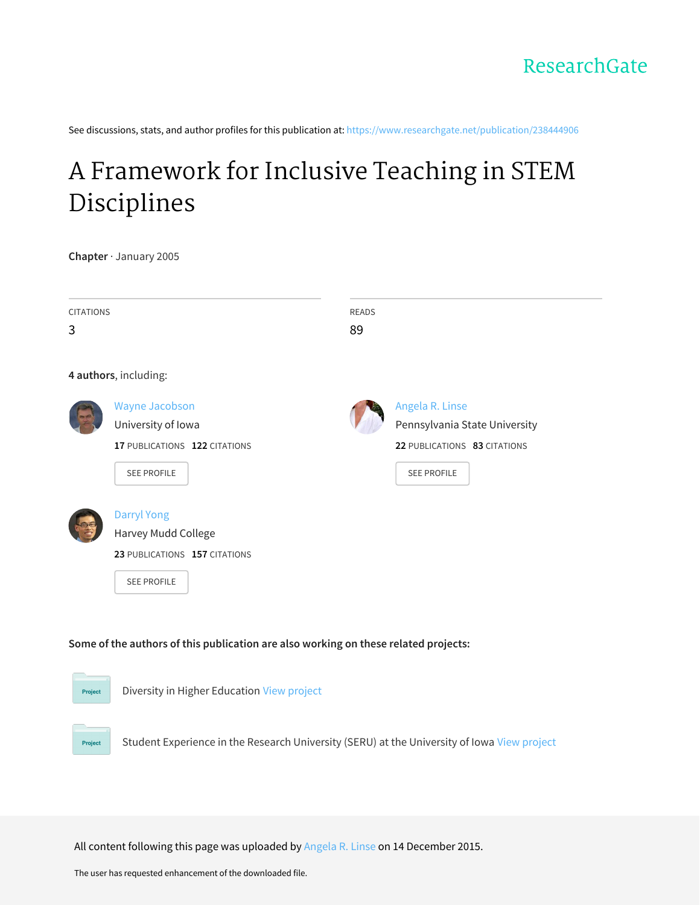ResearchGate

See discussions, stats, and author profiles for this publication at: https://www.researchgate.net/publication/238444906

# A Framework for Inclusive Teaching in STEM Disciplines

**Chapter** · January 2005

| CITATIONS | READS |
| --- | --- |
| 3 | 89 |

**4 authors**, including:

**Wayne Jacobson**
University of Iowa
**17** PUBLICATIONS **122** CITATIONS
SEE PROFILE

**Angela R. Linse**
Pennsylvania State University
**22** PUBLICATIONS **83** CITATIONS
SEE PROFILE

**Darryl Yong**
Harvey Mudd College
**23** PUBLICATIONS **157** CITATIONS
SEE PROFILE

**Some of the authors of this publication are also working on these related projects:**

Project: Diversity in Higher Education View project

Project: Student Experience in the Research University (SERU) at the University of Iowa View project

All content following this page was uploaded by Angela R. Linse on 14 December 2015.

The user has requested enhancement of the downloaded file.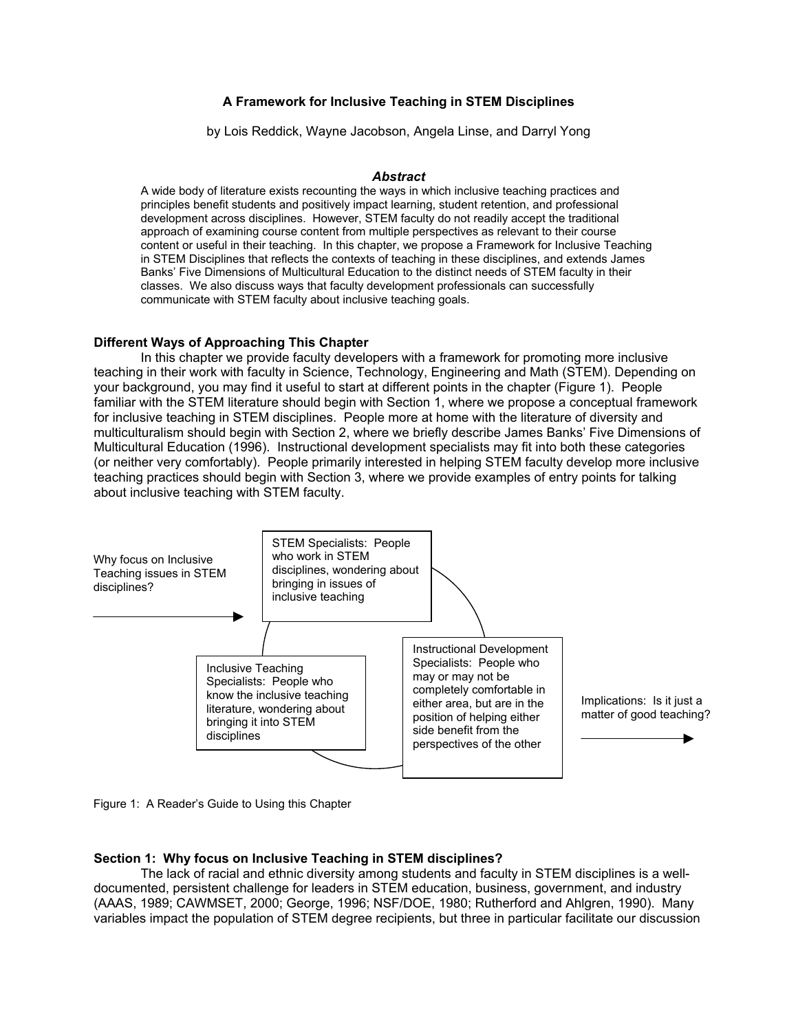**A Framework for Inclusive Teaching in STEM Disciplines**

by Lois Reddick, Wayne Jacobson, Angela Linse, and Darryl Yong

***Abstract***

A wide body of literature exists recounting the ways in which inclusive teaching practices and principles benefit students and positively impact learning, student retention, and professional development across disciplines. However, STEM faculty do not readily accept the traditional approach of examining course content from multiple perspectives as relevant to their course content or useful in their teaching. In this chapter, we propose a Framework for Inclusive Teaching in STEM Disciplines that reflects the contexts of teaching in these disciplines, and extends James Banks' Five Dimensions of Multicultural Education to the distinct needs of STEM faculty in their classes. We also discuss ways that faculty development professionals can successfully communicate with STEM faculty about inclusive teaching goals.

**Different Ways of Approaching This Chapter**

In this chapter we provide faculty developers with a framework for promoting more inclusive teaching in their work with faculty in Science, Technology, Engineering and Math (STEM). Depending on your background, you may find it useful to start at different points in the chapter (Figure 1). People familiar with the STEM literature should begin with Section 1, where we propose a conceptual framework for inclusive teaching in STEM disciplines. People more at home with the literature of diversity and multiculturalism should begin with Section 2, where we briefly describe James Banks' Five Dimensions of Multicultural Education (1996). Instructional development specialists may fit into both these categories (or neither very comfortably). People primarily interested in helping STEM faculty develop more inclusive teaching practices should begin with Section 3, where we provide examples of entry points for talking about inclusive teaching with STEM faculty.

Why focus on Inclusive Teaching issues in STEM disciplines? →

STEM Specialists: People who work in STEM disciplines, wondering about bringing in issues of inclusive teaching

Inclusive Teaching Specialists: People who know the inclusive teaching literature, wondering about bringing it into STEM disciplines

Instructional Development Specialists: People who may or may not be completely comfortable in either area, but are in the position of helping either side benefit from the perspectives of the other

Implications: Is it just a matter of good teaching? →

Figure 1: A Reader's Guide to Using this Chapter

**Section 1: Why focus on Inclusive Teaching in STEM disciplines?**

The lack of racial and ethnic diversity among students and faculty in STEM disciplines is a well-documented, persistent challenge for leaders in STEM education, business, government, and industry (AAAS, 1989; CAWMSET, 2000; George, 1996; NSF/DOE, 1980; Rutherford and Ahlgren, 1990). Many variables impact the population of STEM degree recipients, but three in particular facilitate our discussion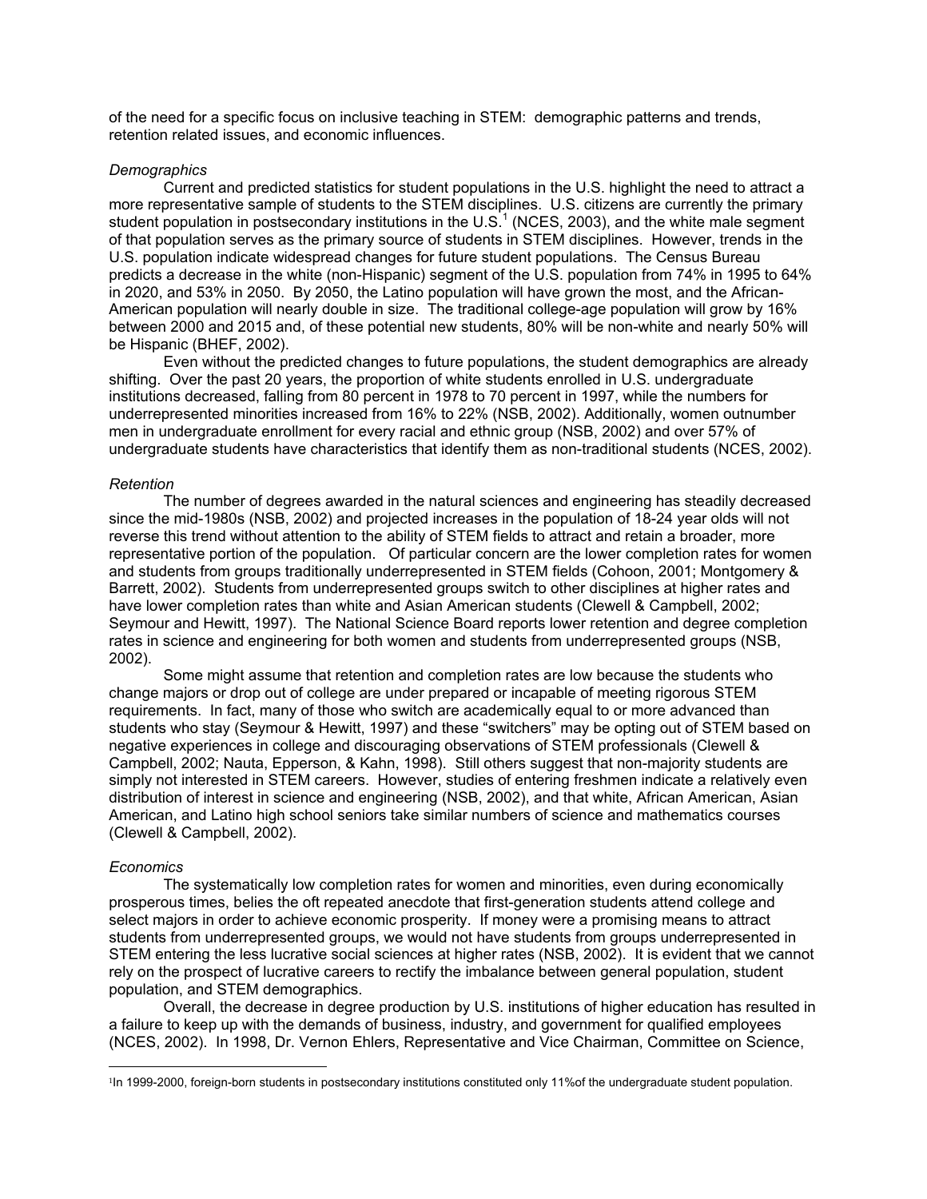of the need for a specific focus on inclusive teaching in STEM: demographic patterns and trends, retention related issues, and economic influences.

*Demographics*

Current and predicted statistics for student populations in the U.S. highlight the need to attract a more representative sample of students to the STEM disciplines. U.S. citizens are currently the primary student population in postsecondary institutions in the U.S.[1] (NCES, 2003), and the white male segment of that population serves as the primary source of students in STEM disciplines. However, trends in the U.S. population indicate widespread changes for future student populations. The Census Bureau predicts a decrease in the white (non-Hispanic) segment of the U.S. population from 74% in 1995 to 64% in 2020, and 53% in 2050. By 2050, the Latino population will have grown the most, and the African-American population will nearly double in size. The traditional college-age population will grow by 16% between 2000 and 2015 and, of these potential new students, 80% will be non-white and nearly 50% will be Hispanic (BHEF, 2002).

Even without the predicted changes to future populations, the student demographics are already shifting. Over the past 20 years, the proportion of white students enrolled in U.S. undergraduate institutions decreased, falling from 80 percent in 1978 to 70 percent in 1997, while the numbers for underrepresented minorities increased from 16% to 22% (NSB, 2002). Additionally, women outnumber men in undergraduate enrollment for every racial and ethnic group (NSB, 2002) and over 57% of undergraduate students have characteristics that identify them as non-traditional students (NCES, 2002).

*Retention*

The number of degrees awarded in the natural sciences and engineering has steadily decreased since the mid-1980s (NSB, 2002) and projected increases in the population of 18-24 year olds will not reverse this trend without attention to the ability of STEM fields to attract and retain a broader, more representative portion of the population. Of particular concern are the lower completion rates for women and students from groups traditionally underrepresented in STEM fields (Cohoon, 2001; Montgomery & Barrett, 2002). Students from underrepresented groups switch to other disciplines at higher rates and have lower completion rates than white and Asian American students (Clewell & Campbell, 2002; Seymour and Hewitt, 1997). The National Science Board reports lower retention and degree completion rates in science and engineering for both women and students from underrepresented groups (NSB, 2002).

Some might assume that retention and completion rates are low because the students who change majors or drop out of college are under prepared or incapable of meeting rigorous STEM requirements. In fact, many of those who switch are academically equal to or more advanced than students who stay (Seymour & Hewitt, 1997) and these "switchers" may be opting out of STEM based on negative experiences in college and discouraging observations of STEM professionals (Clewell & Campbell, 2002; Nauta, Epperson, & Kahn, 1998). Still others suggest that non-majority students are simply not interested in STEM careers. However, studies of entering freshmen indicate a relatively even distribution of interest in science and engineering (NSB, 2002), and that white, African American, Asian American, and Latino high school seniors take similar numbers of science and mathematics courses (Clewell & Campbell, 2002).

*Economics*

The systematically low completion rates for women and minorities, even during economically prosperous times, belies the oft repeated anecdote that first-generation students attend college and select majors in order to achieve economic prosperity. If money were a promising means to attract students from underrepresented groups, we would not have students from groups underrepresented in STEM entering the less lucrative social sciences at higher rates (NSB, 2002). It is evident that we cannot rely on the prospect of lucrative careers to rectify the imbalance between general population, student population, and STEM demographics.

Overall, the decrease in degree production by U.S. institutions of higher education has resulted in a failure to keep up with the demands of business, industry, and government for qualified employees (NCES, 2002). In 1998, Dr. Vernon Ehlers, Representative and Vice Chairman, Committee on Science,

[1] In 1999-2000, foreign-born students in postsecondary institutions constituted only 11% of the undergraduate student population.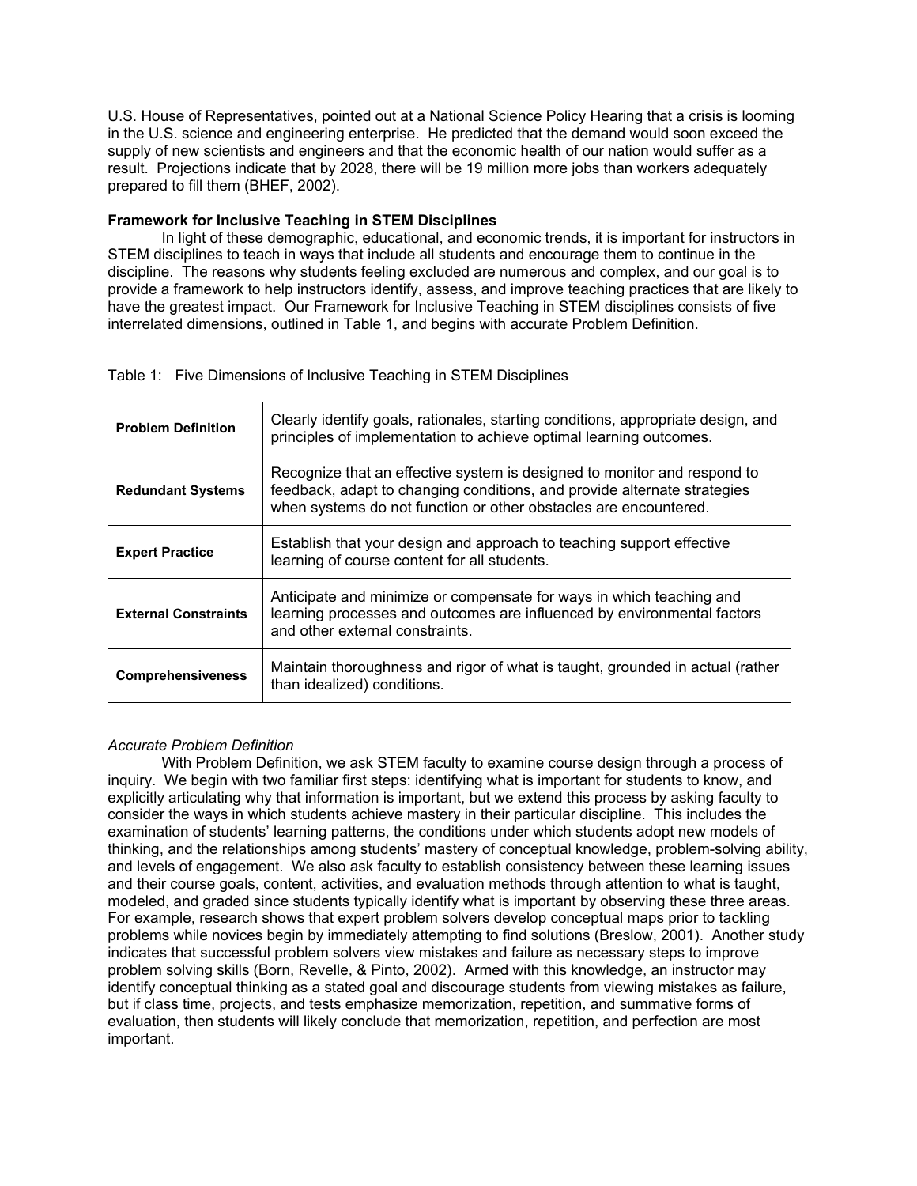U.S. House of Representatives, pointed out at a National Science Policy Hearing that a crisis is looming in the U.S. science and engineering enterprise. He predicted that the demand would soon exceed the supply of new scientists and engineers and that the economic health of our nation would suffer as a result. Projections indicate that by 2028, there will be 19 million more jobs than workers adequately prepared to fill them (BHEF, 2002).

**Framework for Inclusive Teaching in STEM Disciplines**

In light of these demographic, educational, and economic trends, it is important for instructors in STEM disciplines to teach in ways that include all students and encourage them to continue in the discipline. The reasons why students feeling excluded are numerous and complex, and our goal is to provide a framework to help instructors identify, assess, and improve teaching practices that are likely to have the greatest impact. Our Framework for Inclusive Teaching in STEM disciplines consists of five interrelated dimensions, outlined in Table 1, and begins with accurate Problem Definition.

Table 1: Five Dimensions of Inclusive Teaching in STEM Disciplines

| | |
|---|---|
| **Problem Definition** | Clearly identify goals, rationales, starting conditions, appropriate design, and principles of implementation to achieve optimal learning outcomes. |
| **Redundant Systems** | Recognize that an effective system is designed to monitor and respond to feedback, adapt to changing conditions, and provide alternate strategies when systems do not function or other obstacles are encountered. |
| **Expert Practice** | Establish that your design and approach to teaching support effective learning of course content for all students. |
| **External Constraints** | Anticipate and minimize or compensate for ways in which teaching and learning processes and outcomes are influenced by environmental factors and other external constraints. |
| **Comprehensiveness** | Maintain thoroughness and rigor of what is taught, grounded in actual (rather than idealized) conditions. |

*Accurate Problem Definition*

With Problem Definition, we ask STEM faculty to examine course design through a process of inquiry. We begin with two familiar first steps: identifying what is important for students to know, and explicitly articulating why that information is important, but we extend this process by asking faculty to consider the ways in which students achieve mastery in their particular discipline. This includes the examination of students' learning patterns, the conditions under which students adopt new models of thinking, and the relationships among students' mastery of conceptual knowledge, problem-solving ability, and levels of engagement. We also ask faculty to establish consistency between these learning issues and their course goals, content, activities, and evaluation methods through attention to what is taught, modeled, and graded since students typically identify what is important by observing these three areas. For example, research shows that expert problem solvers develop conceptual maps prior to tackling problems while novices begin by immediately attempting to find solutions (Breslow, 2001). Another study indicates that successful problem solvers view mistakes and failure as necessary steps to improve problem solving skills (Born, Revelle, & Pinto, 2002). Armed with this knowledge, an instructor may identify conceptual thinking as a stated goal and discourage students from viewing mistakes as failure, but if class time, projects, and tests emphasize memorization, repetition, and summative forms of evaluation, then students will likely conclude that memorization, repetition, and perfection are most important.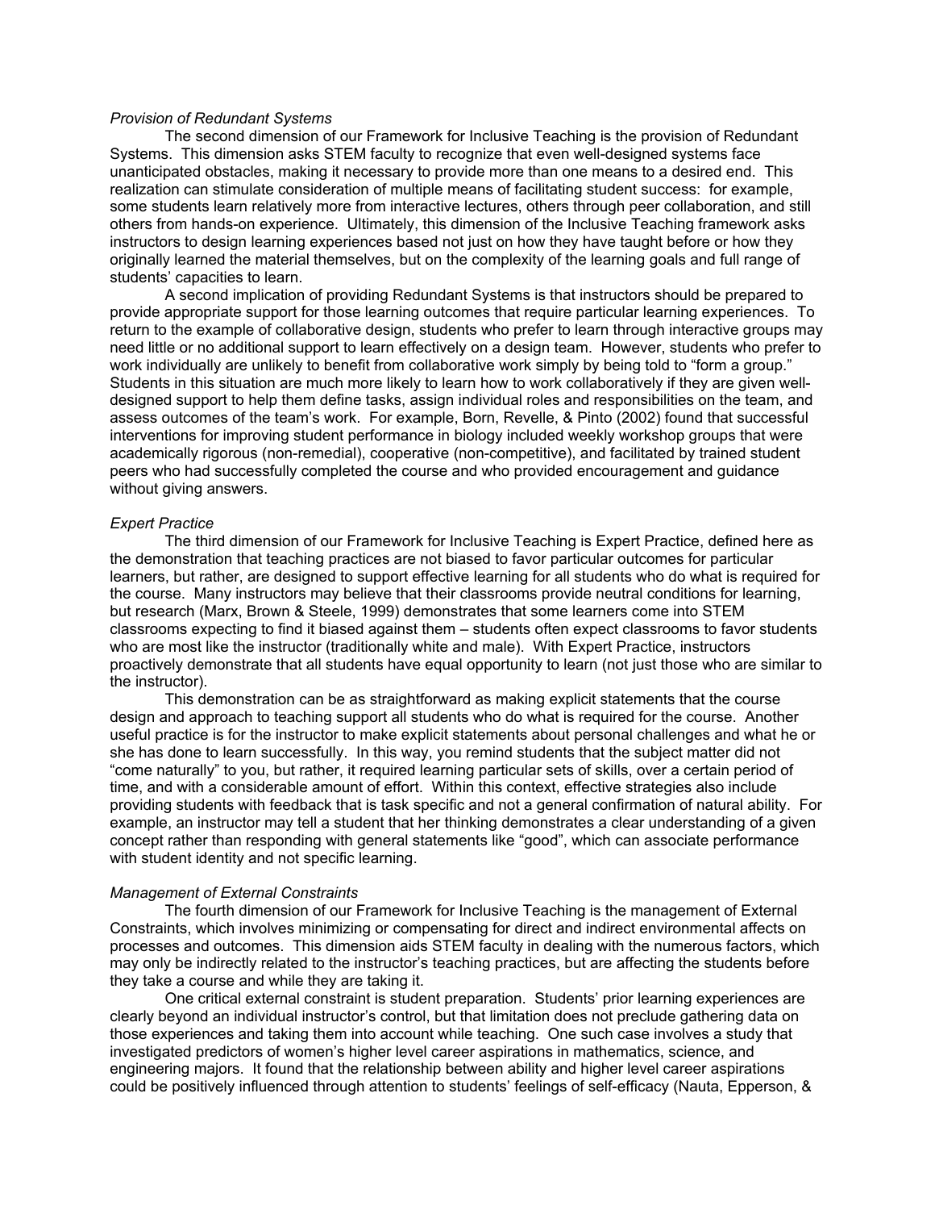*Provision of Redundant Systems*

The second dimension of our Framework for Inclusive Teaching is the provision of Redundant Systems. This dimension asks STEM faculty to recognize that even well-designed systems face unanticipated obstacles, making it necessary to provide more than one means to a desired end. This realization can stimulate consideration of multiple means of facilitating student success: for example, some students learn relatively more from interactive lectures, others through peer collaboration, and still others from hands-on experience. Ultimately, this dimension of the Inclusive Teaching framework asks instructors to design learning experiences based not just on how they have taught before or how they originally learned the material themselves, but on the complexity of the learning goals and full range of students' capacities to learn.

A second implication of providing Redundant Systems is that instructors should be prepared to provide appropriate support for those learning outcomes that require particular learning experiences. To return to the example of collaborative design, students who prefer to learn through interactive groups may need little or no additional support to learn effectively on a design team. However, students who prefer to work individually are unlikely to benefit from collaborative work simply by being told to "form a group." Students in this situation are much more likely to learn how to work collaboratively if they are given well-designed support to help them define tasks, assign individual roles and responsibilities on the team, and assess outcomes of the team's work. For example, Born, Revelle, & Pinto (2002) found that successful interventions for improving student performance in biology included weekly workshop groups that were academically rigorous (non-remedial), cooperative (non-competitive), and facilitated by trained student peers who had successfully completed the course and who provided encouragement and guidance without giving answers.

*Expert Practice*

The third dimension of our Framework for Inclusive Teaching is Expert Practice, defined here as the demonstration that teaching practices are not biased to favor particular outcomes for particular learners, but rather, are designed to support effective learning for all students who do what is required for the course. Many instructors may believe that their classrooms provide neutral conditions for learning, but research (Marx, Brown & Steele, 1999) demonstrates that some learners come into STEM classrooms expecting to find it biased against them – students often expect classrooms to favor students who are most like the instructor (traditionally white and male). With Expert Practice, instructors proactively demonstrate that all students have equal opportunity to learn (not just those who are similar to the instructor).

This demonstration can be as straightforward as making explicit statements that the course design and approach to teaching support all students who do what is required for the course. Another useful practice is for the instructor to make explicit statements about personal challenges and what he or she has done to learn successfully. In this way, you remind students that the subject matter did not "come naturally" to you, but rather, it required learning particular sets of skills, over a certain period of time, and with a considerable amount of effort. Within this context, effective strategies also include providing students with feedback that is task specific and not a general confirmation of natural ability. For example, an instructor may tell a student that her thinking demonstrates a clear understanding of a given concept rather than responding with general statements like "good", which can associate performance with student identity and not specific learning.

*Management of External Constraints*

The fourth dimension of our Framework for Inclusive Teaching is the management of External Constraints, which involves minimizing or compensating for direct and indirect environmental affects on processes and outcomes. This dimension aids STEM faculty in dealing with the numerous factors, which may only be indirectly related to the instructor's teaching practices, but are affecting the students before they take a course and while they are taking it.

One critical external constraint is student preparation. Students' prior learning experiences are clearly beyond an individual instructor's control, but that limitation does not preclude gathering data on those experiences and taking them into account while teaching. One such case involves a study that investigated predictors of women's higher level career aspirations in mathematics, science, and engineering majors. It found that the relationship between ability and higher level career aspirations could be positively influenced through attention to students' feelings of self-efficacy (Nauta, Epperson, &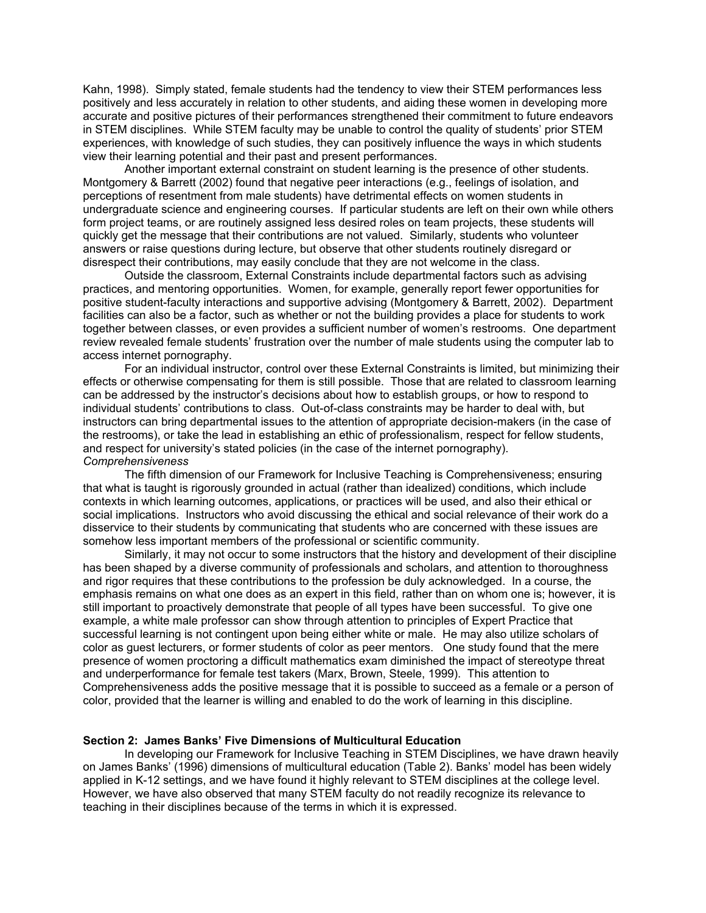Kahn, 1998). Simply stated, female students had the tendency to view their STEM performances less positively and less accurately in relation to other students, and aiding these women in developing more accurate and positive pictures of their performances strengthened their commitment to future endeavors in STEM disciplines. While STEM faculty may be unable to control the quality of students' prior STEM experiences, with knowledge of such studies, they can positively influence the ways in which students view their learning potential and their past and present performances.

Another important external constraint on student learning is the presence of other students. Montgomery & Barrett (2002) found that negative peer interactions (e.g., feelings of isolation, and perceptions of resentment from male students) have detrimental effects on women students in undergraduate science and engineering courses. If particular students are left on their own while others form project teams, or are routinely assigned less desired roles on team projects, these students will quickly get the message that their contributions are not valued. Similarly, students who volunteer answers or raise questions during lecture, but observe that other students routinely disregard or disrespect their contributions, may easily conclude that they are not welcome in the class.

Outside the classroom, External Constraints include departmental factors such as advising practices, and mentoring opportunities. Women, for example, generally report fewer opportunities for positive student-faculty interactions and supportive advising (Montgomery & Barrett, 2002). Department facilities can also be a factor, such as whether or not the building provides a place for students to work together between classes, or even provides a sufficient number of women's restrooms. One department review revealed female students' frustration over the number of male students using the computer lab to access internet pornography.

For an individual instructor, control over these External Constraints is limited, but minimizing their effects or otherwise compensating for them is still possible. Those that are related to classroom learning can be addressed by the instructor's decisions about how to establish groups, or how to respond to individual students' contributions to class. Out-of-class constraints may be harder to deal with, but instructors can bring departmental issues to the attention of appropriate decision-makers (in the case of the restrooms), or take the lead in establishing an ethic of professionalism, respect for fellow students, and respect for university's stated policies (in the case of the internet pornography).

*Comprehensiveness*

The fifth dimension of our Framework for Inclusive Teaching is Comprehensiveness; ensuring that what is taught is rigorously grounded in actual (rather than idealized) conditions, which include contexts in which learning outcomes, applications, or practices will be used, and also their ethical or social implications. Instructors who avoid discussing the ethical and social relevance of their work do a disservice to their students by communicating that students who are concerned with these issues are somehow less important members of the professional or scientific community.

Similarly, it may not occur to some instructors that the history and development of their discipline has been shaped by a diverse community of professionals and scholars, and attention to thoroughness and rigor requires that these contributions to the profession be duly acknowledged. In a course, the emphasis remains on what one does as an expert in this field, rather than on whom one is; however, it is still important to proactively demonstrate that people of all types have been successful. To give one example, a white male professor can show through attention to principles of Expert Practice that successful learning is not contingent upon being either white or male. He may also utilize scholars of color as guest lecturers, or former students of color as peer mentors. One study found that the mere presence of women proctoring a difficult mathematics exam diminished the impact of stereotype threat and underperformance for female test takers (Marx, Brown, Steele, 1999). This attention to Comprehensiveness adds the positive message that it is possible to succeed as a female or a person of color, provided that the learner is willing and enabled to do the work of learning in this discipline.

## Section 2: James Banks' Five Dimensions of Multicultural Education

In developing our Framework for Inclusive Teaching in STEM Disciplines, we have drawn heavily on James Banks' (1996) dimensions of multicultural education (Table 2). Banks' model has been widely applied in K-12 settings, and we have found it highly relevant to STEM disciplines at the college level. However, we have also observed that many STEM faculty do not readily recognize its relevance to teaching in their disciplines because of the terms in which it is expressed.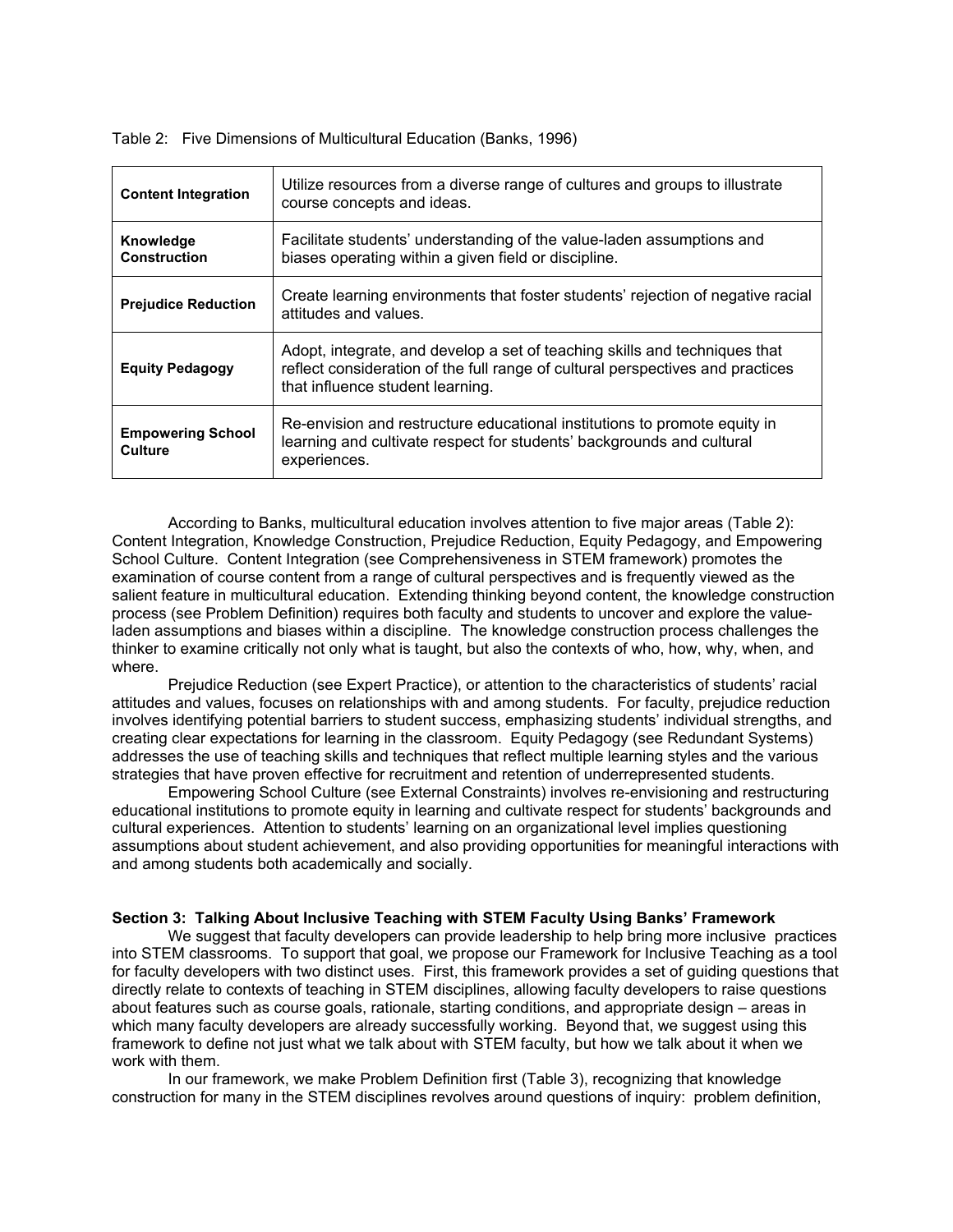Table 2: Five Dimensions of Multicultural Education (Banks, 1996)

| | |
|---|---|
| **Content Integration** | Utilize resources from a diverse range of cultures and groups to illustrate course concepts and ideas. |
| **Knowledge Construction** | Facilitate students' understanding of the value-laden assumptions and biases operating within a given field or discipline. |
| **Prejudice Reduction** | Create learning environments that foster students' rejection of negative racial attitudes and values. |
| **Equity Pedagogy** | Adopt, integrate, and develop a set of teaching skills and techniques that reflect consideration of the full range of cultural perspectives and practices that influence student learning. |
| **Empowering School Culture** | Re-envision and restructure educational institutions to promote equity in learning and cultivate respect for students' backgrounds and cultural experiences. |

According to Banks, multicultural education involves attention to five major areas (Table 2): Content Integration, Knowledge Construction, Prejudice Reduction, Equity Pedagogy, and Empowering School Culture. Content Integration (see Comprehensiveness in STEM framework) promotes the examination of course content from a range of cultural perspectives and is frequently viewed as the salient feature in multicultural education. Extending thinking beyond content, the knowledge construction process (see Problem Definition) requires both faculty and students to uncover and explore the value-laden assumptions and biases within a discipline. The knowledge construction process challenges the thinker to examine critically not only what is taught, but also the contexts of who, how, why, when, and where.

Prejudice Reduction (see Expert Practice), or attention to the characteristics of students' racial attitudes and values, focuses on relationships with and among students. For faculty, prejudice reduction involves identifying potential barriers to student success, emphasizing students' individual strengths, and creating clear expectations for learning in the classroom. Equity Pedagogy (see Redundant Systems) addresses the use of teaching skills and techniques that reflect multiple learning styles and the various strategies that have proven effective for recruitment and retention of underrepresented students.

Empowering School Culture (see External Constraints) involves re-envisioning and restructuring educational institutions to promote equity in learning and cultivate respect for students' backgrounds and cultural experiences. Attention to students' learning on an organizational level implies questioning assumptions about student achievement, and also providing opportunities for meaningful interactions with and among students both academically and socially.

**Section 3: Talking About Inclusive Teaching with STEM Faculty Using Banks' Framework**

We suggest that faculty developers can provide leadership to help bring more inclusive practices into STEM classrooms. To support that goal, we propose our Framework for Inclusive Teaching as a tool for faculty developers with two distinct uses. First, this framework provides a set of guiding questions that directly relate to contexts of teaching in STEM disciplines, allowing faculty developers to raise questions about features such as course goals, rationale, starting conditions, and appropriate design – areas in which many faculty developers are already successfully working. Beyond that, we suggest using this framework to define not just what we talk about with STEM faculty, but how we talk about it when we work with them.

In our framework, we make Problem Definition first (Table 3), recognizing that knowledge construction for many in the STEM disciplines revolves around questions of inquiry: problem definition,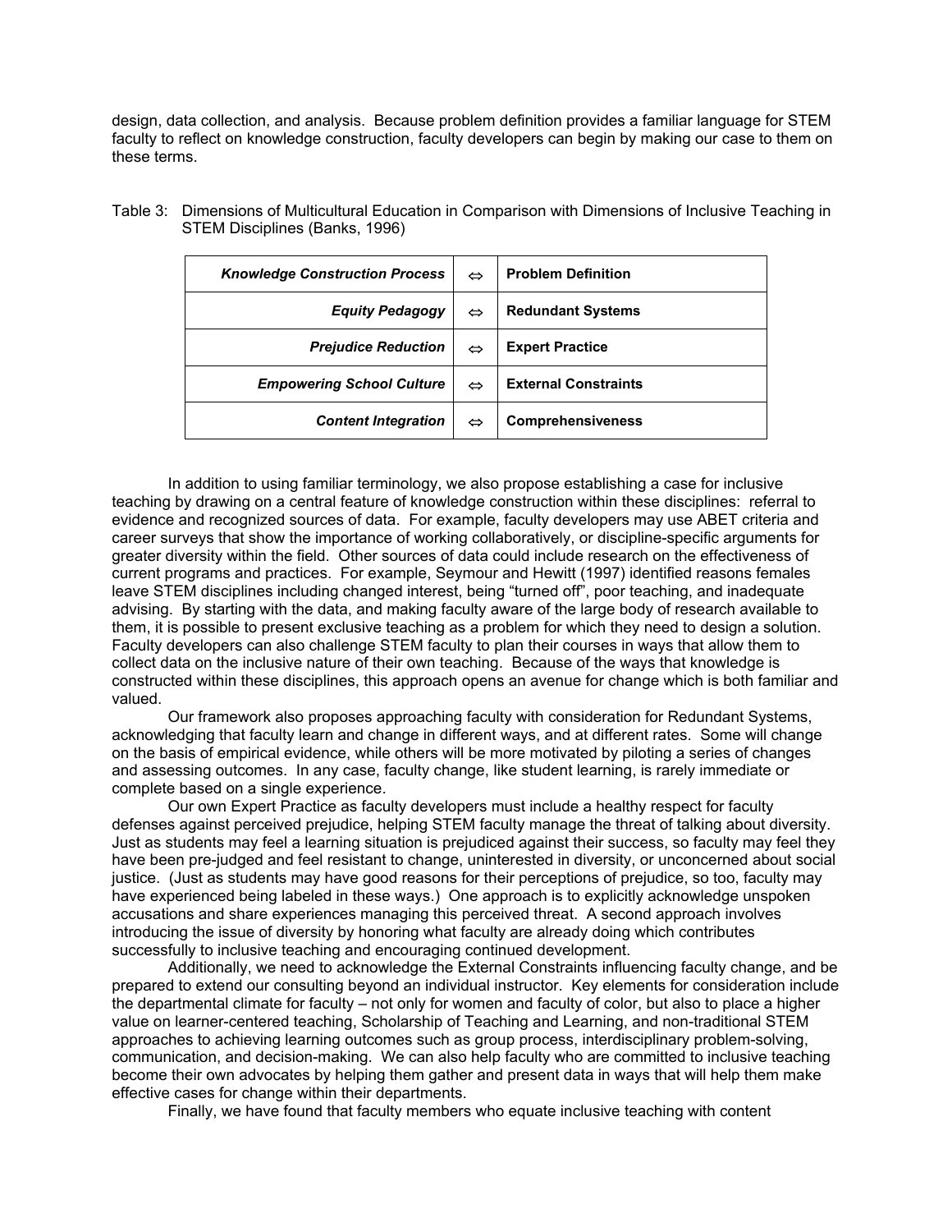design, data collection, and analysis. Because problem definition provides a familiar language for STEM faculty to reflect on knowledge construction, faculty developers can begin by making our case to them on these terms.

Table 3: Dimensions of Multicultural Education in Comparison with Dimensions of Inclusive Teaching in STEM Disciplines (Banks, 1996)

| | | |
|---|---|---|
| ***Knowledge Construction Process*** | ⇔ | **Problem Definition** |
| ***Equity Pedagogy*** | ⇔ | **Redundant Systems** |
| ***Prejudice Reduction*** | ⇔ | **Expert Practice** |
| ***Empowering School Culture*** | ⇔ | **External Constraints** |
| ***Content Integration*** | ⇔ | **Comprehensiveness** |

In addition to using familiar terminology, we also propose establishing a case for inclusive teaching by drawing on a central feature of knowledge construction within these disciplines: referral to evidence and recognized sources of data. For example, faculty developers may use ABET criteria and career surveys that show the importance of working collaboratively, or discipline-specific arguments for greater diversity within the field. Other sources of data could include research on the effectiveness of current programs and practices. For example, Seymour and Hewitt (1997) identified reasons females leave STEM disciplines including changed interest, being "turned off", poor teaching, and inadequate advising. By starting with the data, and making faculty aware of the large body of research available to them, it is possible to present exclusive teaching as a problem for which they need to design a solution. Faculty developers can also challenge STEM faculty to plan their courses in ways that allow them to collect data on the inclusive nature of their own teaching. Because of the ways that knowledge is constructed within these disciplines, this approach opens an avenue for change which is both familiar and valued.

Our framework also proposes approaching faculty with consideration for Redundant Systems, acknowledging that faculty learn and change in different ways, and at different rates. Some will change on the basis of empirical evidence, while others will be more motivated by piloting a series of changes and assessing outcomes. In any case, faculty change, like student learning, is rarely immediate or complete based on a single experience.

Our own Expert Practice as faculty developers must include a healthy respect for faculty defenses against perceived prejudice, helping STEM faculty manage the threat of talking about diversity. Just as students may feel a learning situation is prejudiced against their success, so faculty may feel they have been pre-judged and feel resistant to change, uninterested in diversity, or unconcerned about social justice. (Just as students may have good reasons for their perceptions of prejudice, so too, faculty may have experienced being labeled in these ways.) One approach is to explicitly acknowledge unspoken accusations and share experiences managing this perceived threat. A second approach involves introducing the issue of diversity by honoring what faculty are already doing which contributes successfully to inclusive teaching and encouraging continued development.

Additionally, we need to acknowledge the External Constraints influencing faculty change, and be prepared to extend our consulting beyond an individual instructor. Key elements for consideration include the departmental climate for faculty – not only for women and faculty of color, but also to place a higher value on learner-centered teaching, Scholarship of Teaching and Learning, and non-traditional STEM approaches to achieving learning outcomes such as group process, interdisciplinary problem-solving, communication, and decision-making. We can also help faculty who are committed to inclusive teaching become their own advocates by helping them gather and present data in ways that will help them make effective cases for change within their departments.

Finally, we have found that faculty members who equate inclusive teaching with content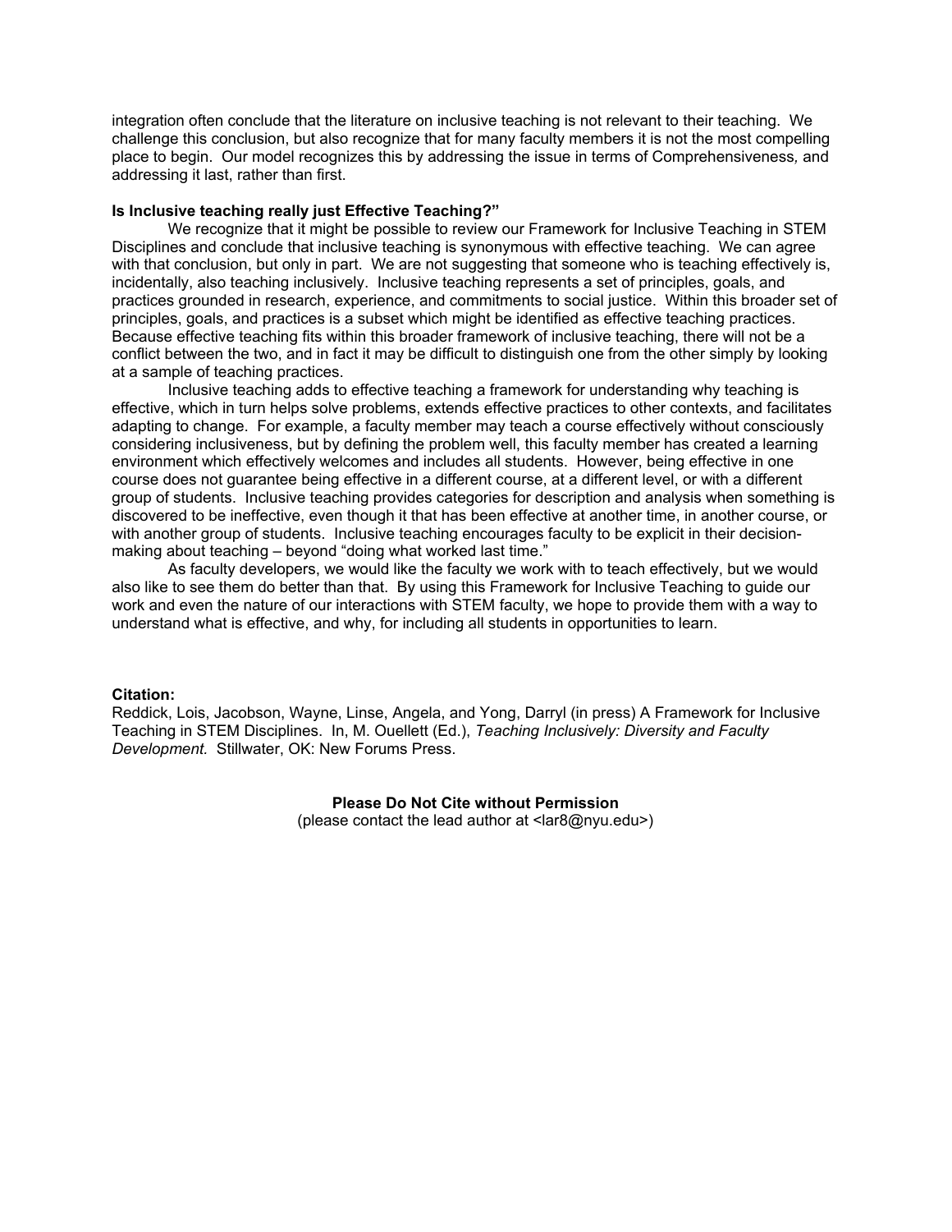integration often conclude that the literature on inclusive teaching is not relevant to their teaching. We challenge this conclusion, but also recognize that for many faculty members it is not the most compelling place to begin. Our model recognizes this by addressing the issue in terms of Comprehensiveness*,* and addressing it last, rather than first.

**Is Inclusive teaching really just Effective Teaching?"**

We recognize that it might be possible to review our Framework for Inclusive Teaching in STEM Disciplines and conclude that inclusive teaching is synonymous with effective teaching. We can agree with that conclusion, but only in part. We are not suggesting that someone who is teaching effectively is, incidentally, also teaching inclusively. Inclusive teaching represents a set of principles, goals, and practices grounded in research, experience, and commitments to social justice. Within this broader set of principles, goals, and practices is a subset which might be identified as effective teaching practices. Because effective teaching fits within this broader framework of inclusive teaching, there will not be a conflict between the two, and in fact it may be difficult to distinguish one from the other simply by looking at a sample of teaching practices.

Inclusive teaching adds to effective teaching a framework for understanding why teaching is effective, which in turn helps solve problems, extends effective practices to other contexts, and facilitates adapting to change. For example, a faculty member may teach a course effectively without consciously considering inclusiveness, but by defining the problem well, this faculty member has created a learning environment which effectively welcomes and includes all students. However, being effective in one course does not guarantee being effective in a different course, at a different level, or with a different group of students. Inclusive teaching provides categories for description and analysis when something is discovered to be ineffective, even though it that has been effective at another time, in another course, or with another group of students. Inclusive teaching encourages faculty to be explicit in their decision-making about teaching – beyond "doing what worked last time."

As faculty developers, we would like the faculty we work with to teach effectively, but we would also like to see them do better than that. By using this Framework for Inclusive Teaching to guide our work and even the nature of our interactions with STEM faculty, we hope to provide them with a way to understand what is effective, and why, for including all students in opportunities to learn.

**Citation:**
Reddick, Lois, Jacobson, Wayne, Linse, Angela, and Yong, Darryl (in press) A Framework for Inclusive Teaching in STEM Disciplines. In, M. Ouellett (Ed.), *Teaching Inclusively: Diversity and Faculty Development.* Stillwater, OK: New Forums Press.

**Please Do Not Cite without Permission**
(please contact the lead author at <lar8@nyu.edu>)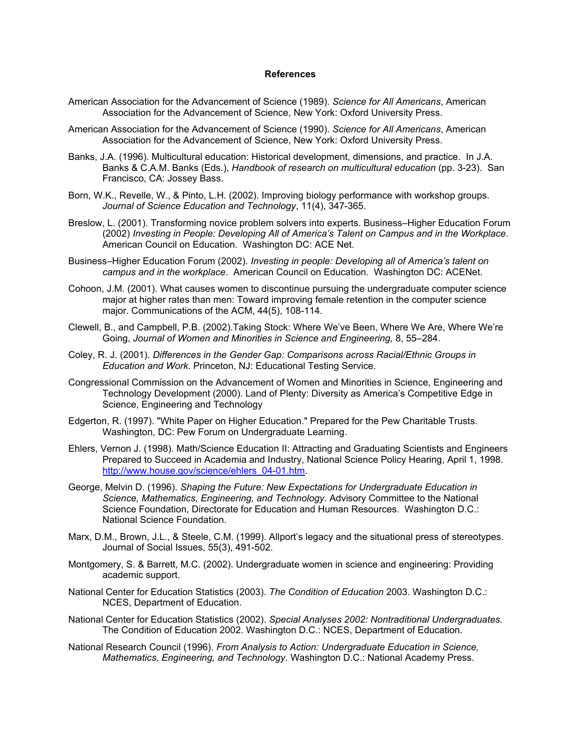## References

American Association for the Advancement of Science (1989). *Science for All Americans*, American Association for the Advancement of Science, New York: Oxford University Press.

American Association for the Advancement of Science (1990). *Science for All Americans*, American Association for the Advancement of Science, New York: Oxford University Press.

Banks, J.A. (1996). Multicultural education: Historical development, dimensions, and practice. In J.A. Banks & C.A.M. Banks (Eds.), *Handbook of research on multicultural education* (pp. 3-23). San Francisco, CA: Jossey Bass.

Born, W.K., Revelle, W., & Pinto, L.H. (2002). Improving biology performance with workshop groups. *Journal of Science Education and Technology*, 11(4), 347-365.

Breslow, L. (2001). Transforming novice problem solvers into experts. Business–Higher Education Forum (2002) *Investing in People: Developing All of America's Talent on Campus and in the Workplace*. American Council on Education. Washington DC: ACE Net.

Business–Higher Education Forum (2002). *Investing in people: Developing all of America's talent on campus and in the workplace*. American Council on Education. Washington DC: ACENet.

Cohoon, J.M. (2001). What causes women to discontinue pursuing the undergraduate computer science major at higher rates than men: Toward improving female retention in the computer science major. Communications of the ACM, 44(5), 108-114.

Clewell, B., and Campbell, P.B. (2002).Taking Stock: Where We've Been, Where We Are, Where We're Going, *Journal of Women and Minorities in Science and Engineering,* 8, 55–284.

Coley, R. J. (2001). *Differences in the Gender Gap: Comparisons across Racial/Ethnic Groups in Education and Work*. Princeton, NJ: Educational Testing Service.

Congressional Commission on the Advancement of Women and Minorities in Science, Engineering and Technology Development (2000). Land of Plenty: Diversity as America's Competitive Edge in Science, Engineering and Technology

Edgerton, R. (1997). "White Paper on Higher Education." Prepared for the Pew Charitable Trusts. Washington, DC: Pew Forum on Undergraduate Learning.

Ehlers, Vernon J. (1998). Math/Science Education II: Attracting and Graduating Scientists and Engineers Prepared to Succeed in Academia and Industry, National Science Policy Hearing, April 1, 1998. http://www.house.gov/science/ehlers_04-01.htm.

George, Melvin D. (1996). *Shaping the Future: New Expectations for Undergraduate Education in Science, Mathematics, Engineering, and Technology.* Advisory Committee to the National Science Foundation, Directorate for Education and Human Resources. Washington D.C.: National Science Foundation.

Marx, D.M., Brown, J.L., & Steele, C.M. (1999). Allport's legacy and the situational press of stereotypes. Journal of Social Issues, 55(3), 491-502.

Montgomery, S. & Barrett, M.C. (2002). Undergraduate women in science and engineering: Providing academic support.

National Center for Education Statistics (2003). *The Condition of Education* 2003. Washington D.C.: NCES, Department of Education.

National Center for Education Statistics (2002). *Special Analyses 2002: Nontraditional Undergraduates.* The Condition of Education 2002. Washington D.C.: NCES, Department of Education.

National Research Council (1996). *From Analysis to Action: Undergraduate Education in Science, Mathematics, Engineering, and Technology*. Washington D.C.: National Academy Press.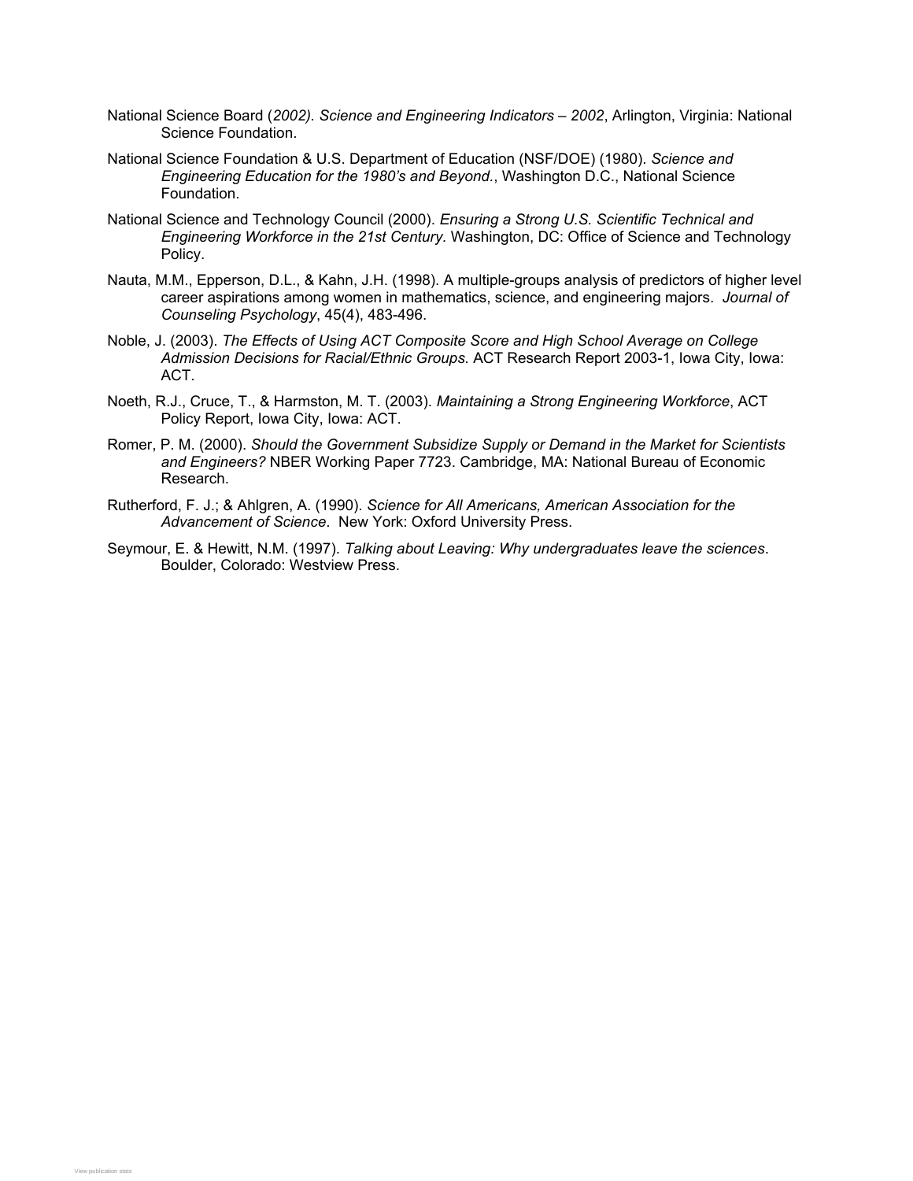National Science Board (*2002). Science and Engineering Indicators – 2002*, Arlington, Virginia: National Science Foundation.

National Science Foundation & U.S. Department of Education (NSF/DOE) (1980). *Science and Engineering Education for the 1980's and Beyond.*, Washington D.C., National Science Foundation.

National Science and Technology Council (2000). *Ensuring a Strong U.S. Scientific Technical and Engineering Workforce in the 21st Century.* Washington, DC: Office of Science and Technology Policy.

Nauta, M.M., Epperson, D.L., & Kahn, J.H. (1998). A multiple-groups analysis of predictors of higher level career aspirations among women in mathematics, science, and engineering majors. *Journal of Counseling Psychology*, 45(4), 483-496.

Noble, J. (2003). *The Effects of Using ACT Composite Score and High School Average on College Admission Decisions for Racial/Ethnic Groups.* ACT Research Report 2003-1, Iowa City, Iowa: ACT.

Noeth, R.J., Cruce, T., & Harmston, M. T. (2003). *Maintaining a Strong Engineering Workforce*, ACT Policy Report, Iowa City, Iowa: ACT.

Romer, P. M. (2000). *Should the Government Subsidize Supply or Demand in the Market for Scientists and Engineers?* NBER Working Paper 7723. Cambridge, MA: National Bureau of Economic Research.

Rutherford, F. J.; & Ahlgren, A. (1990). *Science for All Americans, American Association for the Advancement of Science*. New York: Oxford University Press.

Seymour, E. & Hewitt, N.M. (1997). *Talking about Leaving: Why undergraduates leave the sciences*. Boulder, Colorado: Westview Press.